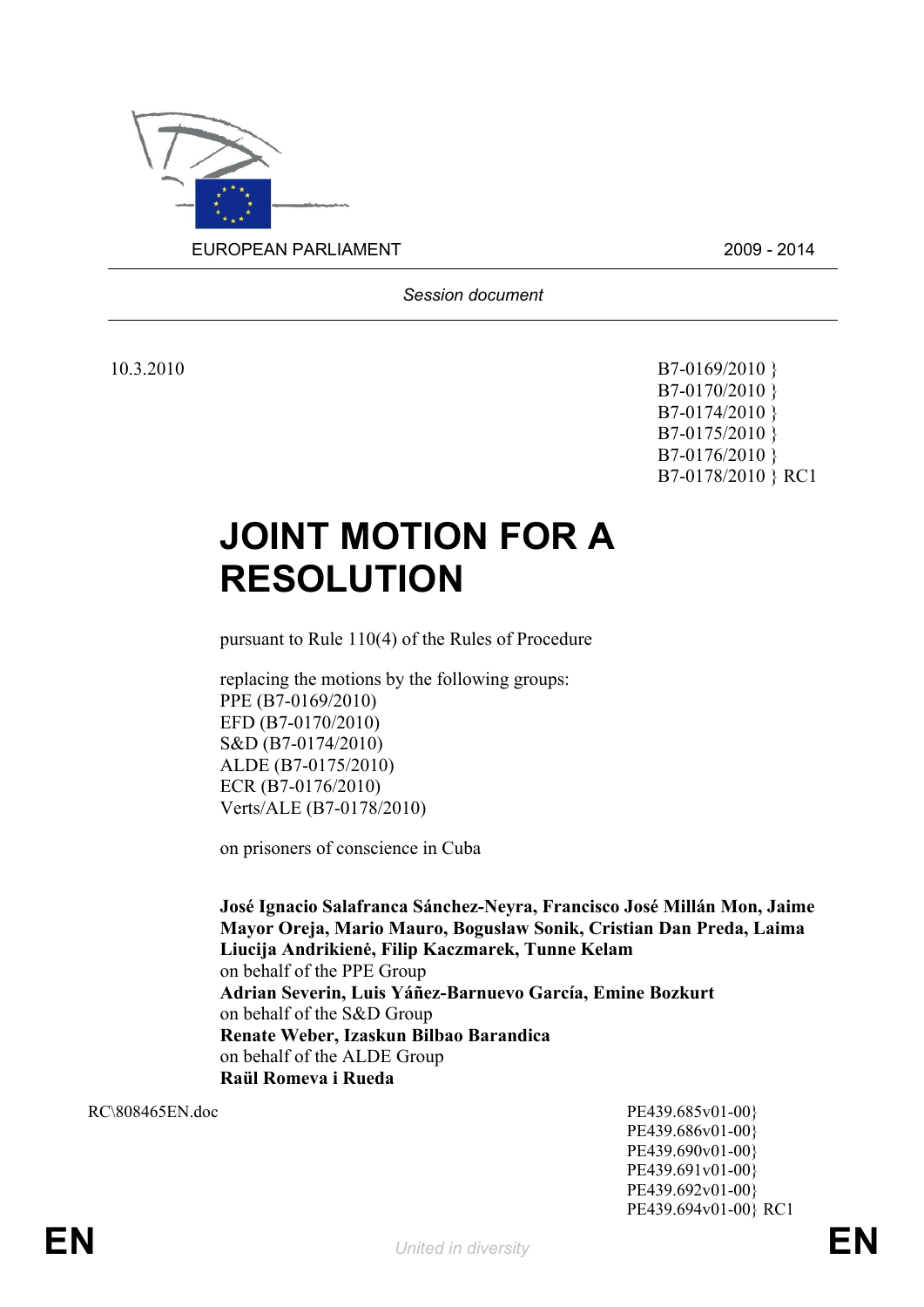EUROPEAN PARLIAMENT 2009 - 2014

*Session document*

10.3.2010

B7-0169/2010 }
B7-0170/2010 }
B7-0174/2010 }
B7-0175/2010 }
B7-0176/2010 }
B7-0178/2010 } RC1

# JOINT MOTION FOR A RESOLUTION

pursuant to Rule 110(4) of the Rules of Procedure

replacing the motions by the following groups:
PPE (B7-0169/2010)
EFD (B7-0170/2010)
S&D (B7-0174/2010)
ALDE (B7-0175/2010)
ECR (B7-0176/2010)
Verts/ALE (B7-0178/2010)

on prisoners of conscience in Cuba

**José Ignacio Salafranca Sánchez-Neyra, Francisco José Millán Mon, Jaime Mayor Oreja, Mario Mauro, Bogusław Sonik, Cristian Dan Preda, Laima Liucija Andrikienė, Filip Kaczmarek, Tunne Kelam**
on behalf of the PPE Group
**Adrian Severin, Luis Yáñez-Barnuevo García, Emine Bozkurt**
on behalf of the S&D Group
**Renate Weber, Izaskun Bilbao Barandica**
on behalf of the ALDE Group
**Raül Romeva i Rueda**

RC\808465EN.doc

PE439.685v01-00}
PE439.686v01-00}
PE439.690v01-00}
PE439.691v01-00}
PE439.692v01-00}
PE439.694v01-00} RC1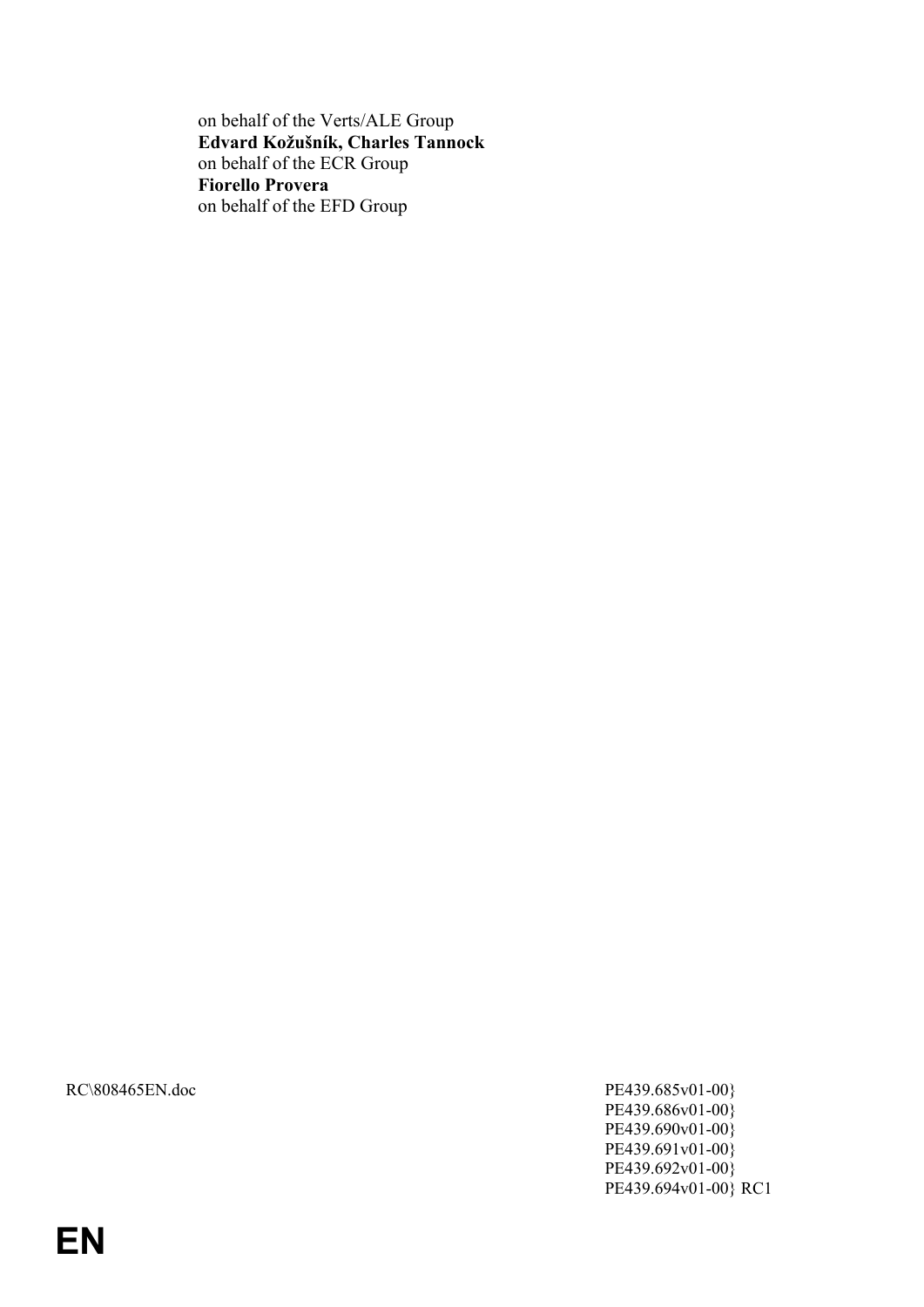on behalf of the Verts/ALE Group
**Edvard Kožušník, Charles Tannock**
on behalf of the ECR Group
**Fiorello Provera**
on behalf of the EFD Group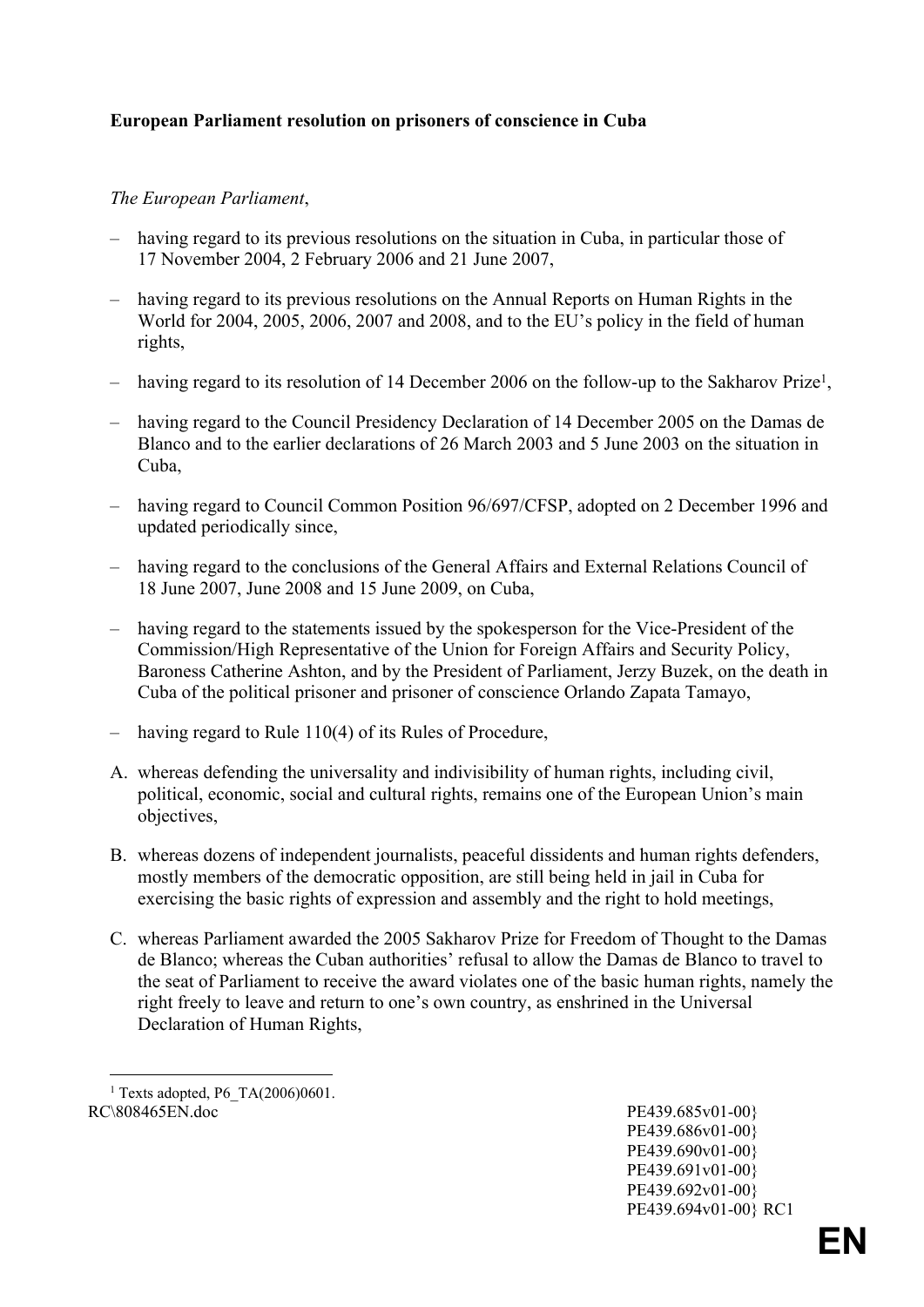**European Parliament resolution on prisoners of conscience in Cuba**

*The European Parliament*,

– having regard to its previous resolutions on the situation in Cuba, in particular those of 17 November 2004, 2 February 2006 and 21 June 2007,

– having regard to its previous resolutions on the Annual Reports on Human Rights in the World for 2004, 2005, 2006, 2007 and 2008, and to the EU's policy in the field of human rights,

– having regard to its resolution of 14 December 2006 on the follow-up to the Sakharov Prize[1],

– having regard to the Council Presidency Declaration of 14 December 2005 on the Damas de Blanco and to the earlier declarations of 26 March 2003 and 5 June 2003 on the situation in Cuba,

– having regard to Council Common Position 96/697/CFSP, adopted on 2 December 1996 and updated periodically since,

– having regard to the conclusions of the General Affairs and External Relations Council of 18 June 2007, June 2008 and 15 June 2009, on Cuba,

– having regard to the statements issued by the spokesperson for the Vice-President of the Commission/High Representative of the Union for Foreign Affairs and Security Policy, Baroness Catherine Ashton, and by the President of Parliament, Jerzy Buzek, on the death in Cuba of the political prisoner and prisoner of conscience Orlando Zapata Tamayo,

– having regard to Rule 110(4) of its Rules of Procedure,

A. whereas defending the universality and indivisibility of human rights, including civil, political, economic, social and cultural rights, remains one of the European Union's main objectives,

B. whereas dozens of independent journalists, peaceful dissidents and human rights defenders, mostly members of the democratic opposition, are still being held in jail in Cuba for exercising the basic rights of expression and assembly and the right to hold meetings,

C. whereas Parliament awarded the 2005 Sakharov Prize for Freedom of Thought to the Damas de Blanco; whereas the Cuban authorities' refusal to allow the Damas de Blanco to travel to the seat of Parliament to receive the award violates one of the basic human rights, namely the right freely to leave and return to one's own country, as enshrined in the Universal Declaration of Human Rights,

[1] Texts adopted, P6_TA(2006)0601.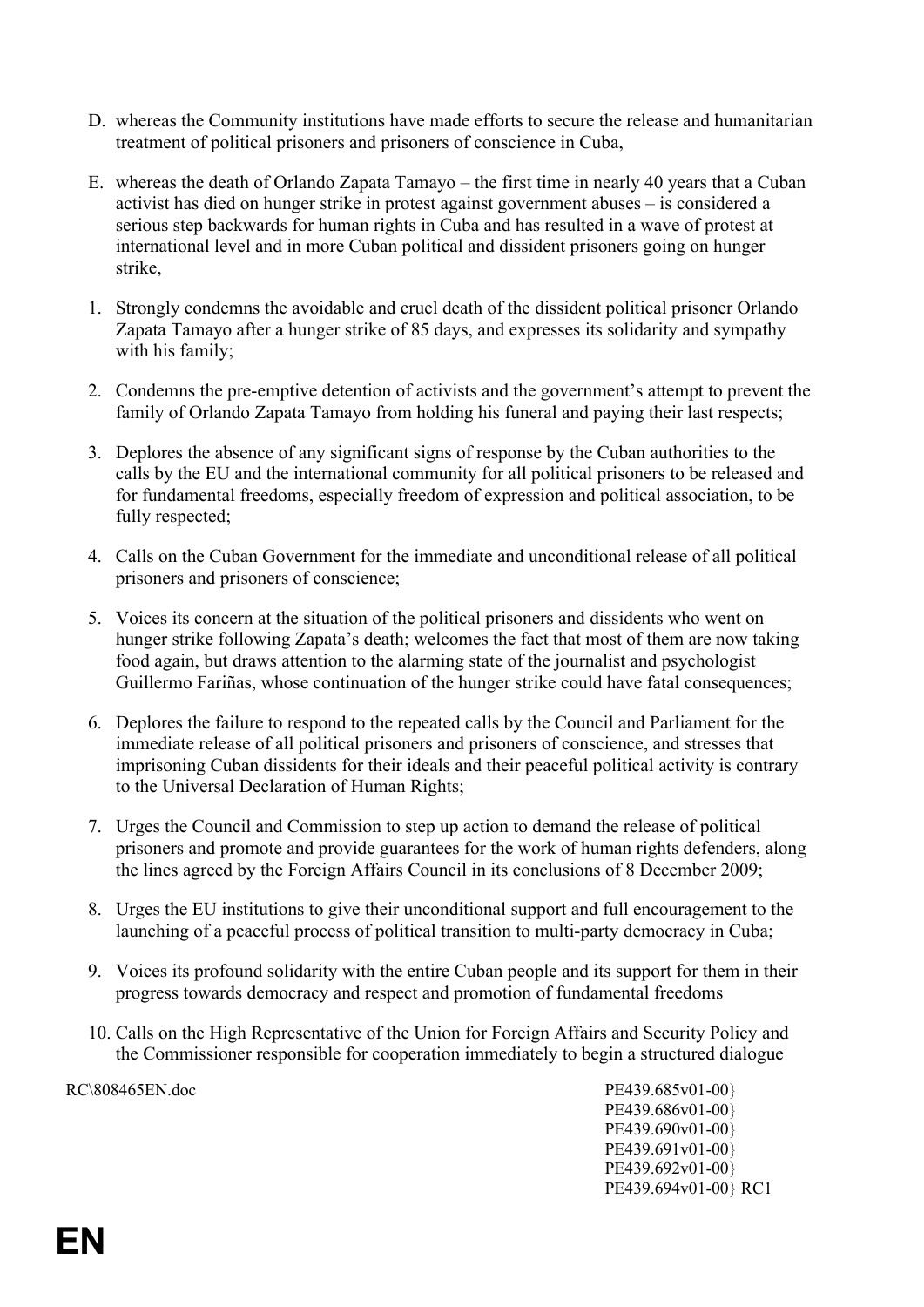D. whereas the Community institutions have made efforts to secure the release and humanitarian treatment of political prisoners and prisoners of conscience in Cuba,

E. whereas the death of Orlando Zapata Tamayo – the first time in nearly 40 years that a Cuban activist has died on hunger strike in protest against government abuses – is considered a serious step backwards for human rights in Cuba and has resulted in a wave of protest at international level and in more Cuban political and dissident prisoners going on hunger strike,

1. Strongly condemns the avoidable and cruel death of the dissident political prisoner Orlando Zapata Tamayo after a hunger strike of 85 days, and expresses its solidarity and sympathy with his family;

2. Condemns the pre-emptive detention of activists and the government's attempt to prevent the family of Orlando Zapata Tamayo from holding his funeral and paying their last respects;

3. Deplores the absence of any significant signs of response by the Cuban authorities to the calls by the EU and the international community for all political prisoners to be released and for fundamental freedoms, especially freedom of expression and political association, to be fully respected;

4. Calls on the Cuban Government for the immediate and unconditional release of all political prisoners and prisoners of conscience;

5. Voices its concern at the situation of the political prisoners and dissidents who went on hunger strike following Zapata's death; welcomes the fact that most of them are now taking food again, but draws attention to the alarming state of the journalist and psychologist Guillermo Fariñas, whose continuation of the hunger strike could have fatal consequences;

6. Deplores the failure to respond to the repeated calls by the Council and Parliament for the immediate release of all political prisoners and prisoners of conscience, and stresses that imprisoning Cuban dissidents for their ideals and their peaceful political activity is contrary to the Universal Declaration of Human Rights;

7. Urges the Council and Commission to step up action to demand the release of political prisoners and promote and provide guarantees for the work of human rights defenders, along the lines agreed by the Foreign Affairs Council in its conclusions of 8 December 2009;

8. Urges the EU institutions to give their unconditional support and full encouragement to the launching of a peaceful process of political transition to multi-party democracy in Cuba;

9. Voices its profound solidarity with the entire Cuban people and its support for them in their progress towards democracy and respect and promotion of fundamental freedoms

10. Calls on the High Representative of the Union for Foreign Affairs and Security Policy and the Commissioner responsible for cooperation immediately to begin a structured dialogue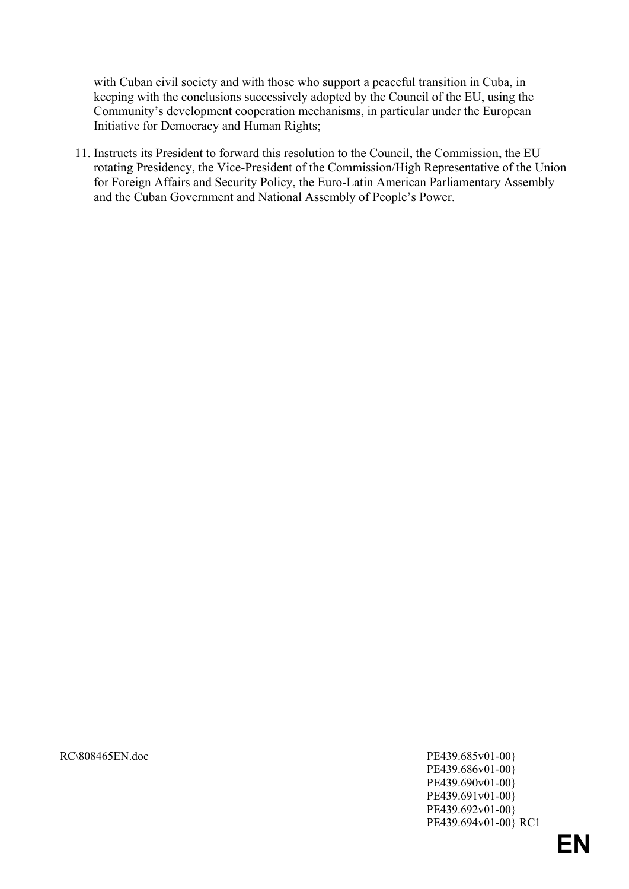with Cuban civil society and with those who support a peaceful transition in Cuba, in keeping with the conclusions successively adopted by the Council of the EU, using the Community's development cooperation mechanisms, in particular under the European Initiative for Democracy and Human Rights;

11. Instructs its President to forward this resolution to the Council, the Commission, the EU rotating Presidency, the Vice-President of the Commission/High Representative of the Union for Foreign Affairs and Security Policy, the Euro-Latin American Parliamentary Assembly and the Cuban Government and National Assembly of People's Power.